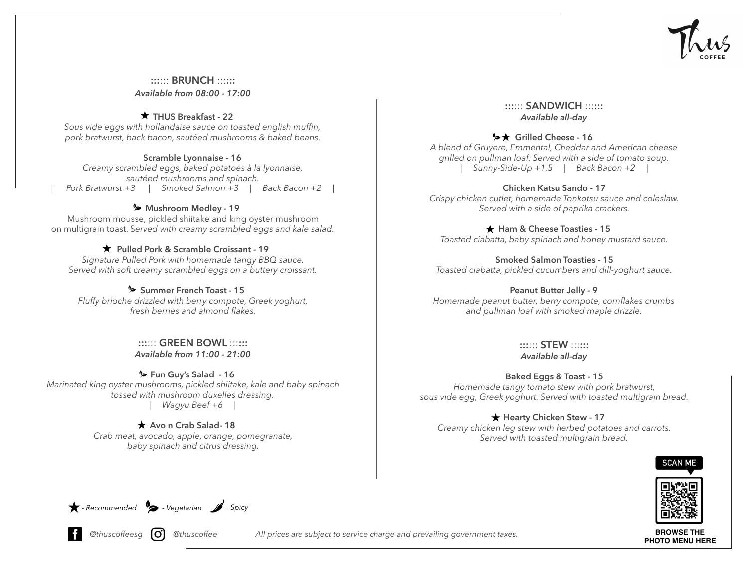Thus COFFEE

## :::::: BRUNCH ::::::

*Available from 08:00 - 17:00*

**★ THUS Breakfast - 22**

*Sous vide eggs with hollandaise sauce on toasted english muffin, pork bratwurst, back bacon, sautéed mushrooms & baked beans.*

**Scramble Lyonnaise - 16**

*Creamy scrambled eggs, baked potatoes à la lyonnaise, sautéed mushrooms and spinach.*

*| Pork Bratwurst +3 | Smoked Salmon +3 | Back Bacon +2 |*

**(Vegetarian) Mushroom Medley - 19**

Mushroom mousse, pickled shiitake and king oyster mushroom on multigrain toast. *Served with creamy scrambled eggs and kale salad.*

**★ Pulled Pork & Scramble Croissant - 19**

*Signature Pulled Pork with homemade tangy BBQ sauce. Served with soft creamy scrambled eggs on a buttery croissant.*

**(Vegetarian) Summer French Toast - 15**

*Fluffy brioche drizzled with berry compote, Greek yoghurt, fresh berries and almond flakes.*

## :::::: GREEN BOWL ::::::

*Available from 11:00 - 21:00*

**(Vegetarian) Fun Guy's Salad - 16**

*Marinated king oyster mushrooms, pickled shiitake, kale and baby spinach tossed with mushroom duxelles dressing.*

*| Wagyu Beef +6 |*

**★ Avo n Crab Salad- 18**

*Crab meat, avocado, apple, orange, pomegranate, baby spinach and citrus dressing.*

## :::::: SANDWICH ::::::

*Available all-day*

**(Vegetarian) ★ Grilled Cheese - 16**

*A blend of Gruyere, Emmental, Cheddar and American cheese grilled on pullman loaf. Served with a side of tomato soup.*

*| Sunny-Side-Up +1.5 | Back Bacon +2 |*

**Chicken Katsu Sando - 17**

*Crispy chicken cutlet, homemade Tonkotsu sauce and coleslaw. Served with a side of paprika crackers.*

**★ Ham & Cheese Toasties - 15**

*Toasted ciabatta, baby spinach and honey mustard sauce.*

**Smoked Salmon Toasties - 15**

*Toasted ciabatta, pickled cucumbers and dill-yoghurt sauce.*

**Peanut Butter Jelly - 9**

*Homemade peanut butter, berry compote, cornflakes crumbs and pullman loaf with smoked maple drizzle.*

## :::::: STEW ::::::

*Available all-day*

**Baked Eggs & Toast - 15**

*Homemade tangy tomato stew with pork bratwurst, sous vide egg, Greek yoghurt. Served with toasted multigrain bread.*

**★ Hearty Chicken Stew - 17**

*Creamy chicken leg stew with herbed potatoes and carrots. Served with toasted multigrain bread.*

SCAN ME

**BROWSE THE PHOTO MENU HERE**

★ *- Recommended* (Leaf) *- Vegetarian* (Chili) *- Spicy*

*@thuscoffeesg* *@thuscoffee*

*All prices are subject to service charge and prevailing government taxes.*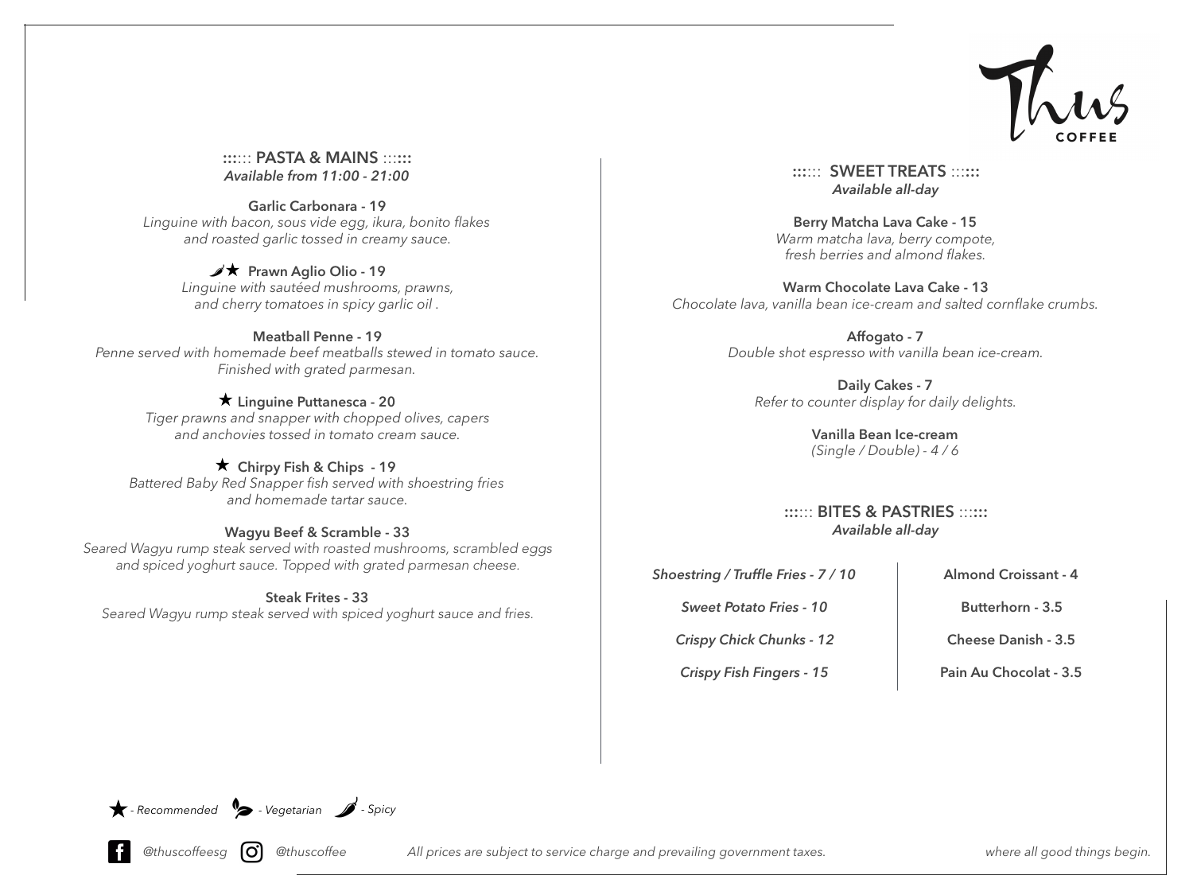# Thus COFFEE

## :::::: PASTA & MAINS ::::::

*Available from 11:00 - 21:00*

**Garlic Carbonara - 19**
*Linguine with bacon, sous vide egg, ikura, bonito flakes and roasted garlic tossed in creamy sauce.*

**🌶★ Prawn Aglio Olio - 19**
*Linguine with sautéed mushrooms, prawns, and cherry tomatoes in spicy garlic oil .*

**Meatball Penne - 19**
*Penne served with homemade beef meatballs stewed in tomato sauce. Finished with grated parmesan.*

**★ Linguine Puttanesca - 20**
*Tiger prawns and snapper with chopped olives, capers and anchovies tossed in tomato cream sauce.*

**★ Chirpy Fish & Chips - 19**
*Battered Baby Red Snapper fish served with shoestring fries and homemade tartar sauce.*

**Wagyu Beef & Scramble - 33**
*Seared Wagyu rump steak served with roasted mushrooms, scrambled eggs and spiced yoghurt sauce. Topped with grated parmesan cheese.*

**Steak Frites - 33**
*Seared Wagyu rump steak served with spiced yoghurt sauce and fries.*

## :::::: SWEET TREATS ::::::

*Available all-day*

**Berry Matcha Lava Cake - 15**
*Warm matcha lava, berry compote, fresh berries and almond flakes.*

**Warm Chocolate Lava Cake - 13**
*Chocolate lava, vanilla bean ice-cream and salted cornflake crumbs.*

**Affogato - 7**
*Double shot espresso with vanilla bean ice-cream.*

**Daily Cakes - 7**
*Refer to counter display for daily delights.*

**Vanilla Bean Ice-cream**
*(Single / Double) - 4 / 6*

## :::::: BITES & PASTRIES ::::::

*Available all-day*

*Shoestring / Truffle Fries - 7 / 10*

*Sweet Potato Fries - 10*

*Crispy Chick Chunks - 12*

*Crispy Fish Fingers - 15*

**Almond Croissant - 4**

**Butterhorn - 3.5**

**Cheese Danish - 3.5**

**Pain Au Chocolat - 3.5**

★ *- Recommended* 🍃 *- Vegetarian* 🌶 *- Spicy*

*@thuscoffeesg* *@thuscoffee*

*All prices are subject to service charge and prevailing government taxes.*

*where all good things begin.*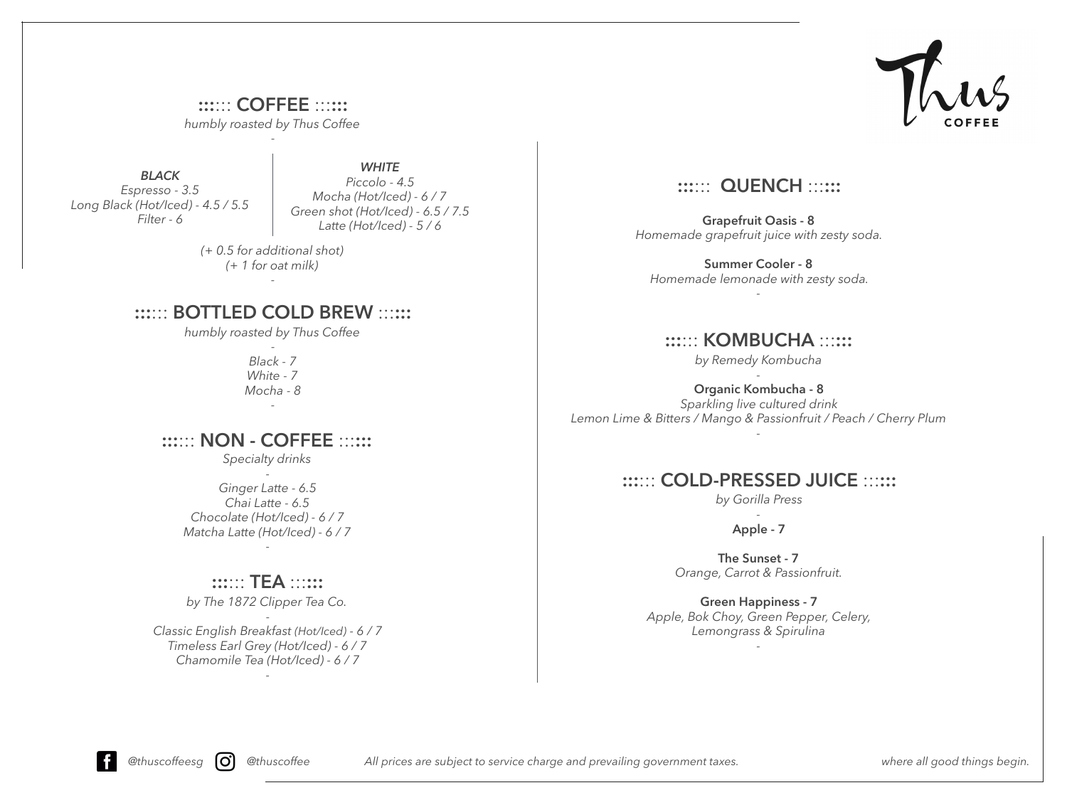Thus COFFEE

## :::::: COFFEE ::::::

*humbly roasted by Thus Coffee*

-

***BLACK***

*Espresso - 3.5*
*Long Black (Hot/Iced) - 4.5 / 5.5*
*Filter - 6*

***WHITE***

*Piccolo - 4.5*
*Mocha (Hot/Iced) - 6 / 7*
*Green shot (Hot/Iced) - 6.5 / 7.5*
*Latte (Hot/Iced) - 5 / 6*

*(+ 0.5 for additional shot)*
*(+ 1 for oat milk)*

-

## :::::: BOTTLED COLD BREW ::::::

*humbly roasted by Thus Coffee*

-

*Black - 7*
*White - 7*
*Mocha - 8*

-

## :::::: NON - COFFEE ::::::

*Specialty drinks*

-

*Ginger Latte - 6.5*
*Chai Latte - 6.5*
*Chocolate (Hot/Iced) - 6 / 7*
*Matcha Latte (Hot/Iced) - 6 / 7*

-

## :::::: TEA ::::::

*by The 1872 Clipper Tea Co.*

-

*Classic English Breakfast (Hot/Iced) - 6 / 7*
*Timeless Earl Grey (Hot/Iced) - 6 / 7*
*Chamomile Tea (Hot/Iced) - 6 / 7*

-

## :::::: QUENCH ::::::

**Grapefruit Oasis - 8**
*Homemade grapefruit juice with zesty soda.*

**Summer Cooler - 8**
*Homemade lemonade with zesty soda.*

-

## :::::: KOMBUCHA ::::::

*by Remedy Kombucha*

-

**Organic Kombucha - 8**
*Sparkling live cultured drink*
*Lemon Lime & Bitters / Mango & Passionfruit / Peach / Cherry Plum*

-

## :::::: COLD-PRESSED JUICE ::::::

*by Gorilla Press*

-

**Apple - 7**

**The Sunset - 7**
*Orange, Carrot & Passionfruit.*

**Green Happiness - 7**
*Apple, Bok Choy, Green Pepper, Celery, Lemongrass & Spirulina*

-

*@thuscoffeesg* *@thuscoffee*

*All prices are subject to service charge and prevailing government taxes.*

*where all good things begin.*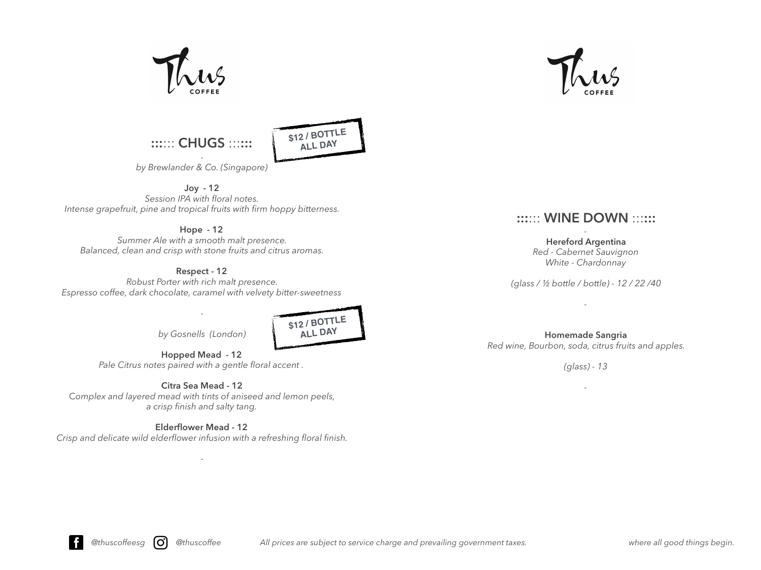Thus COFFEE

## ::::: CHUGS :::::

$12 / BOTTLE ALL DAY

-

*by Brewlander & Co. (Singapore)*

**Joy - 12**
*Session IPA with floral notes.*
*Intense grapefruit, pine and tropical fruits with firm hoppy bitterness.*

**Hope - 12**
*Summer Ale with a smooth malt presence.*
*Balanced, clean and crisp with stone fruits and citrus aromas.*

**Respect - 12**
*Robust Porter with rich malt presence.*
*Espresso coffee, dark chocolate, caramel with velvety bitter-sweetness*

-

*by Gosnells (London)*

$12 / BOTTLE ALL DAY

**Hopped Mead - 12**
*Pale Citrus notes paired with a gentle floral accent .*

**Citra Sea Mead - 12**
*Complex and layered mead with tints of aniseed and lemon peels,*
*a crisp finish and salty tang.*

**Elderflower Mead - 12**
*Crisp and delicate wild elderflower infusion with a refreshing floral finish.*

-

Thus COFFEE

## ::::: WINE DOWN :::::

-

**Hereford Argentina**
*Red - Cabernet Sauvignon*
*White - Chardonnay*

*(glass / ½ bottle / bottle) - 12 / 22 /40*

-

**Homemade Sangria**
*Red wine, Bourbon, soda, citrus fruits and apples.*

*(glass) - 13*

-

*@thuscoffeesg* *@thuscoffee* *All prices are subject to service charge and prevailing government taxes.* *where all good things begin.*